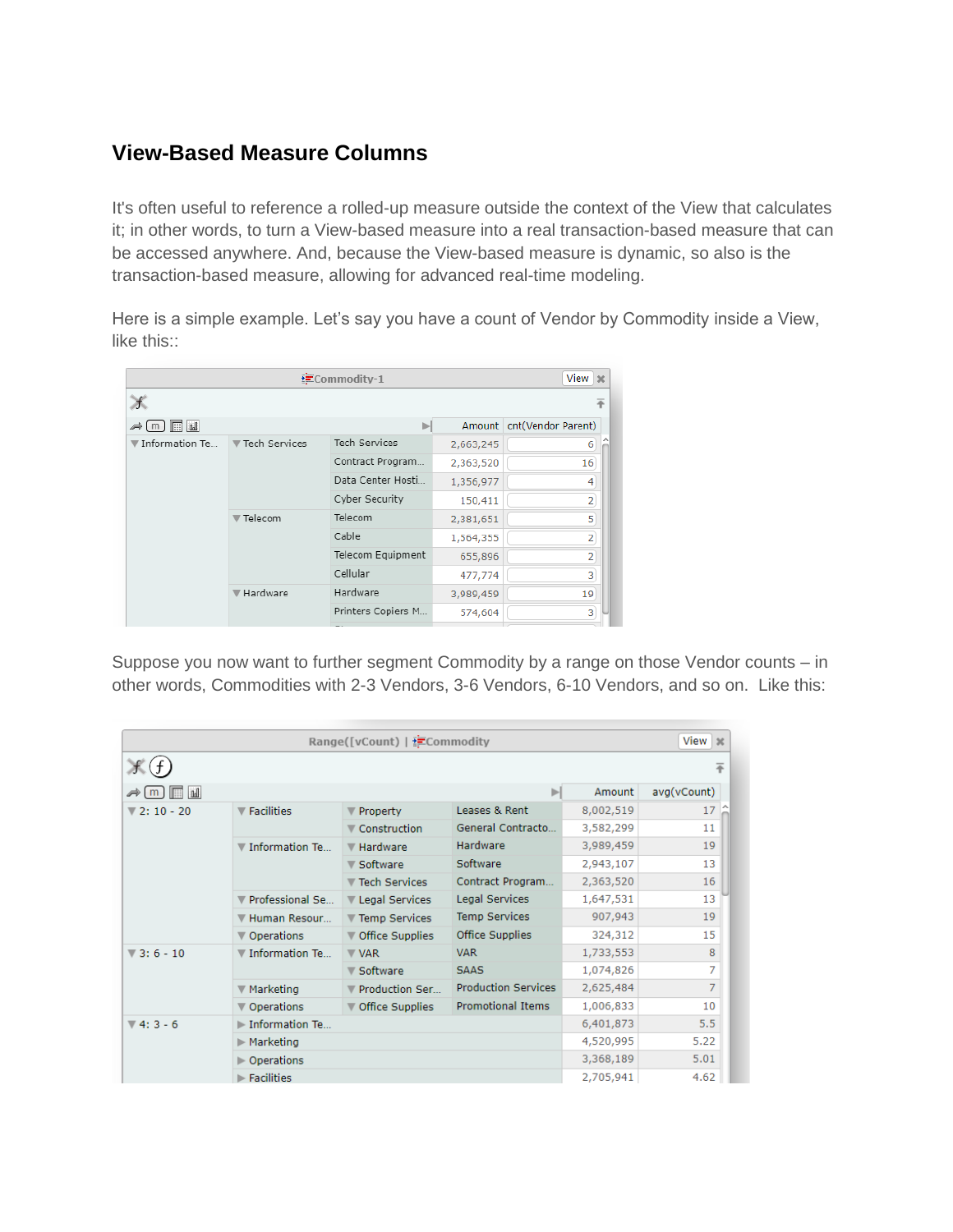## View-Based Measure Columns

It's often useful to reference a rolled-up measure outside the context of the View that calculates it; in other words, to turn a View-based measure into a real transaction-based measure that can be accessed anywhere. And, because the View-based measure is dynamic, so also is the transaction-based measure, allowing for advanced real-time modeling.

Here is a simple example. Let's say you have a count of Vendor by Commodity inside a View, like this::

Commodity-1

| | | | Amount | cnt(Vendor Parent) |
|---|---|---|---|---|
| Information Te... | Tech Services | Tech Services | 2,663,245 | 6 |
| | | Contract Program... | 2,363,520 | 16 |
| | | Data Center Hosti... | 1,356,977 | 4 |
| | | Cyber Security | 150,411 | 2 |
| | Telecom | Telecom | 2,381,651 | 5 |
| | | Cable | 1,564,355 | 2 |
| | | Telecom Equipment | 655,896 | 2 |
| | | Cellular | 477,774 | 3 |
| | Hardware | Hardware | 3,989,459 | 19 |
| | | Printers Copiers M... | 574,604 | 3 |

Suppose you now want to further segment Commodity by a range on those Vendor counts – in other words, Commodities with 2-3 Vendors, 3-6 Vendors, 6-10 Vendors, and so on. Like this:

Range([vCount]) | Commodity

| | | | | Amount | avg(vCount) |
|---|---|---|---|---|---|
| 2: 10 - 20 | Facilities | Property | Leases & Rent | 8,002,519 | 17 |
| | | Construction | General Contracto... | 3,582,299 | 11 |
| | Information Te... | Hardware | Hardware | 3,989,459 | 19 |
| | | Software | Software | 2,943,107 | 13 |
| | | Tech Services | Contract Program... | 2,363,520 | 16 |
| | Professional Se... | Legal Services | Legal Services | 1,647,531 | 13 |
| | Human Resour... | Temp Services | Temp Services | 907,943 | 19 |
| | Operations | Office Supplies | Office Supplies | 324,312 | 15 |
| 3: 6 - 10 | Information Te... | VAR | VAR | 1,733,553 | 8 |
| | | Software | SAAS | 1,074,826 | 7 |
| | Marketing | Production Ser... | Production Services | 2,625,484 | 7 |
| | Operations | Office Supplies | Promotional Items | 1,006,833 | 10 |
| 4: 3 - 6 | Information Te... | | | 6,401,873 | 5.5 |
| | Marketing | | | 4,520,995 | 5.22 |
| | Operations | | | 3,368,189 | 5.01 |
| | Facilities | | | 2,705,941 | 4.62 |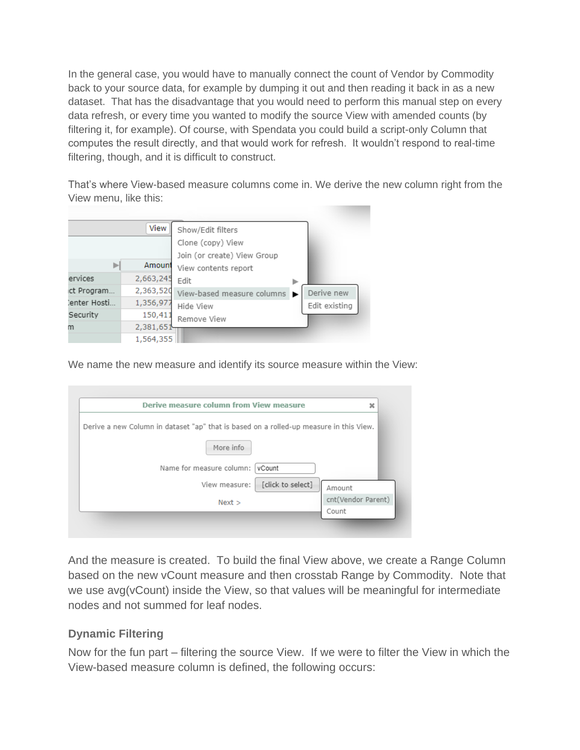In the general case, you would have to manually connect the count of Vendor by Commodity back to your source data, for example by dumping it out and then reading it back in as a new dataset. That has the disadvantage that you would need to perform this manual step on every data refresh, or every time you wanted to modify the source View with amended counts (by filtering it, for example). Of course, with Spendata you could build a script-only Column that computes the result directly, and that would work for refresh. It wouldn't respond to real-time filtering, though, and it is difficult to construct.

That's where View-based measure columns come in. We derive the new column right from the View menu, like this:

We name the new measure and identify its source measure within the View:

And the measure is created. To build the final View above, we create a Range Column based on the new vCount measure and then crosstab Range by Commodity. Note that we use avg(vCount) inside the View, so that values will be meaningful for intermediate nodes and not summed for leaf nodes.

### Dynamic Filtering

Now for the fun part – filtering the source View. If we were to filter the View in which the View-based measure column is defined, the following occurs: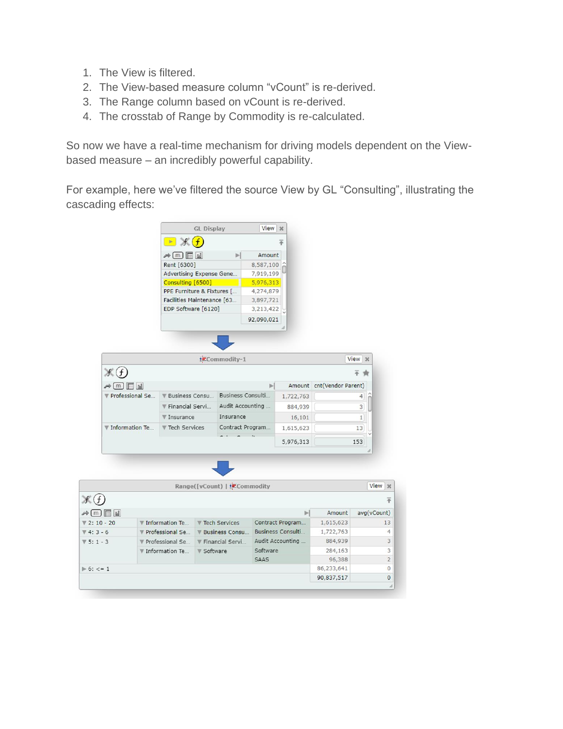1. The View is filtered.
2. The View-based measure column "vCount" is re-derived.
3. The Range column based on vCount is re-derived.
4. The crosstab of Range by Commodity is re-calculated.

So now we have a real-time mechanism for driving models dependent on the View-based measure – an incredibly powerful capability.

For example, here we've filtered the source View by GL "Consulting", illustrating the cascading effects:

**GL Display**

| | Amount |
|---|---|
| Rent [6300] | 8,587,100 |
| Advertising Expense Gene... | 7,919,199 |
| Consulting [6500] | 5,976,313 |
| PPE Furniture & Fixtures [... | 4,274,879 |
| Facilities Maintenance [63... | 3,897,721 |
| EDP Software [6120] | 3,213,422 |
| | 92,090,021 |

**Commodity-1**

| | | | Amount | cnt(Vendor Parent) |
|---|---|---|---|---|
| Professional Se... | Business Consu... | Business Consulti... | 1,722,763 | 4 |
| | Financial Servi... | Audit Accounting ... | 884,939 | 3 |
| | Insurance | Insurance | 16,101 | 1 |
| Information Te... | Tech Services | Contract Program... | 1,615,623 | 13 |
| | | | 5,976,313 | 153 |

**Range([vCount]) | Commodity**

| | | | | Amount | avg(vCount) |
|---|---|---|---|---|---|
| 2: 10 - 20 | Information Te... | Tech Services | Contract Program... | 1,615,623 | 13 |
| 4: 3 - 6 | Professional Se... | Business Consu... | Business Consulti... | 1,722,763 | 4 |
| 5: 1 - 3 | Professional Se... | Financial Servi... | Audit Accounting ... | 884,939 | 3 |
| | Information Te... | Software | Software | 284,163 | 3 |
| | | | SAAS | 96,388 | 2 |
| 6: <= 1 | | | | 86,233,641 | 0 |
| | | | | 90,837,517 | 0 |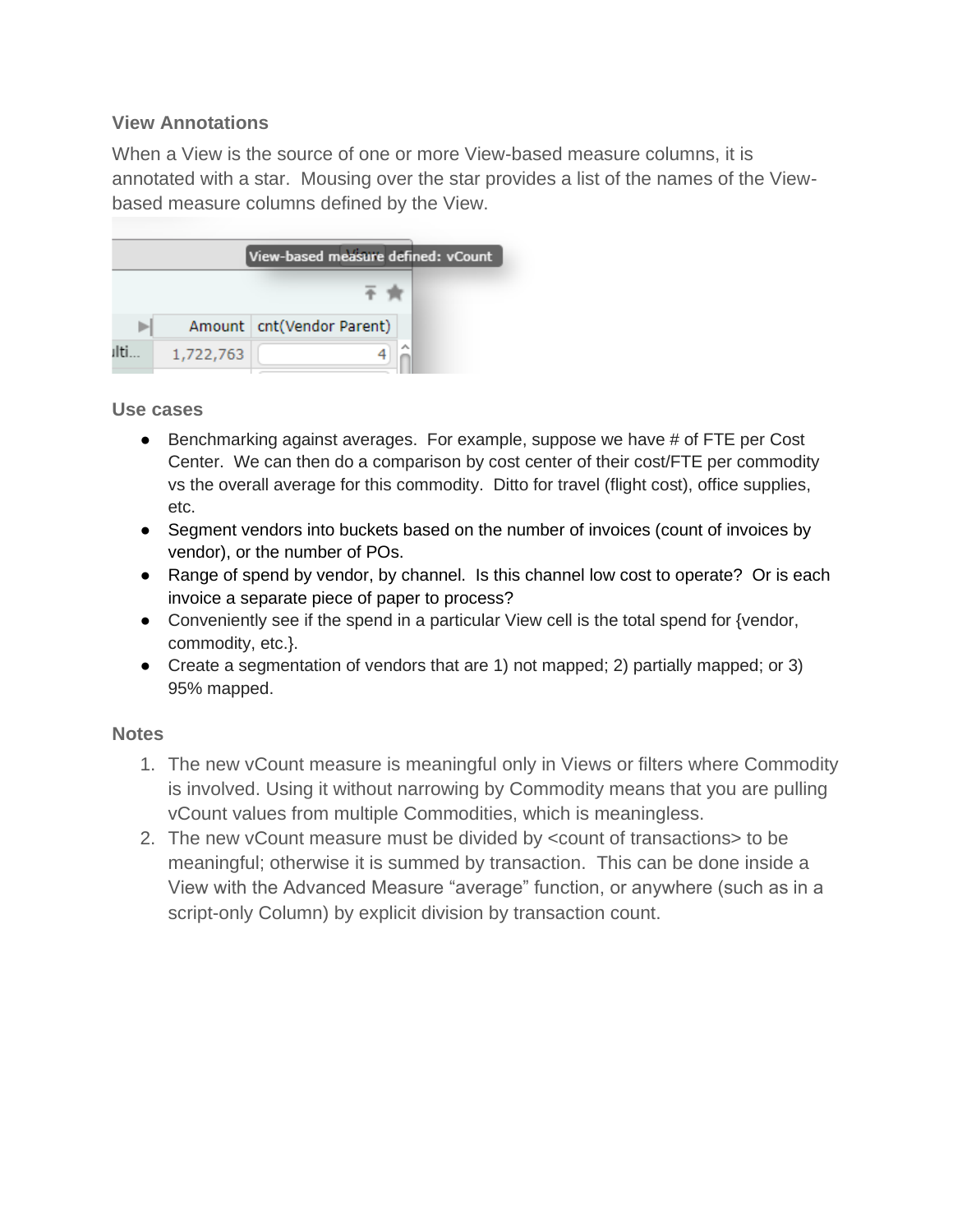### View Annotations

When a View is the source of one or more View-based measure columns, it is annotated with a star. Mousing over the star provides a list of the names of the View-based measure columns defined by the View.

### Use cases

- Benchmarking against averages. For example, suppose we have # of FTE per Cost Center. We can then do a comparison by cost center of their cost/FTE per commodity vs the overall average for this commodity. Ditto for travel (flight cost), office supplies, etc.
- Segment vendors into buckets based on the number of invoices (count of invoices by vendor), or the number of POs.
- Range of spend by vendor, by channel. Is this channel low cost to operate? Or is each invoice a separate piece of paper to process?
- Conveniently see if the spend in a particular View cell is the total spend for {vendor, commodity, etc.}.
- Create a segmentation of vendors that are 1) not mapped; 2) partially mapped; or 3) 95% mapped.

### Notes

1. The new vCount measure is meaningful only in Views or filters where Commodity is involved. Using it without narrowing by Commodity means that you are pulling vCount values from multiple Commodities, which is meaningless.
2. The new vCount measure must be divided by <count of transactions> to be meaningful; otherwise it is summed by transaction. This can be done inside a View with the Advanced Measure "average" function, or anywhere (such as in a script-only Column) by explicit division by transaction count.